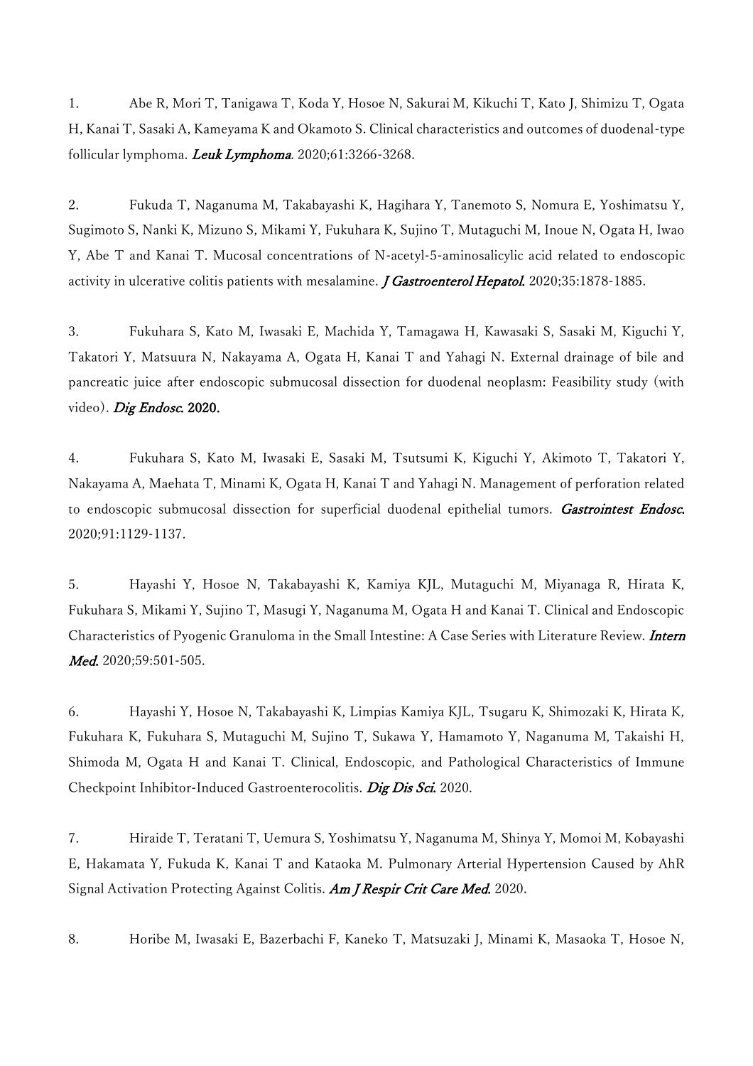1. Abe R, Mori T, Tanigawa T, Koda Y, Hosoe N, Sakurai M, Kikuchi T, Kato J, Shimizu T, Ogata H, Kanai T, Sasaki A, Kameyama K and Okamoto S. Clinical characteristics and outcomes of duodenal-type follicular lymphoma. *Leuk Lymphoma*. 2020;61:3266-3268.

2. Fukuda T, Naganuma M, Takabayashi K, Hagihara Y, Tanemoto S, Nomura E, Yoshimatsu Y, Sugimoto S, Nanki K, Mizuno S, Mikami Y, Fukuhara K, Sujino T, Mutaguchi M, Inoue N, Ogata H, Iwao Y, Abe T and Kanai T. Mucosal concentrations of N-acetyl-5-aminosalicylic acid related to endoscopic activity in ulcerative colitis patients with mesalamine. *J Gastroenterol Hepatol*. 2020;35:1878-1885.

3. Fukuhara S, Kato M, Iwasaki E, Machida Y, Tamagawa H, Kawasaki S, Sasaki M, Kiguchi Y, Takatori Y, Matsuura N, Nakayama A, Ogata H, Kanai T and Yahagi N. External drainage of bile and pancreatic juice after endoscopic submucosal dissection for duodenal neoplasm: Feasibility study (with video). *Dig Endosc*. **2020.**

4. Fukuhara S, Kato M, Iwasaki E, Sasaki M, Tsutsumi K, Kiguchi Y, Akimoto T, Takatori Y, Nakayama A, Maehata T, Minami K, Ogata H, Kanai T and Yahagi N. Management of perforation related to endoscopic submucosal dissection for superficial duodenal epithelial tumors. *Gastrointest Endosc*. 2020;91:1129-1137.

5. Hayashi Y, Hosoe N, Takabayashi K, Kamiya KJL, Mutaguchi M, Miyanaga R, Hirata K, Fukuhara S, Mikami Y, Sujino T, Masugi Y, Naganuma M, Ogata H and Kanai T. Clinical and Endoscopic Characteristics of Pyogenic Granuloma in the Small Intestine: A Case Series with Literature Review. *Intern Med*. 2020;59:501-505.

6. Hayashi Y, Hosoe N, Takabayashi K, Limpias Kamiya KJL, Tsugaru K, Shimozaki K, Hirata K, Fukuhara K, Fukuhara S, Mutaguchi M, Sujino T, Sukawa Y, Hamamoto Y, Naganuma M, Takaishi H, Shimoda M, Ogata H and Kanai T. Clinical, Endoscopic, and Pathological Characteristics of Immune Checkpoint Inhibitor-Induced Gastroenterocolitis. *Dig Dis Sci*. 2020.

7. Hiraide T, Teratani T, Uemura S, Yoshimatsu Y, Naganuma M, Shinya Y, Momoi M, Kobayashi E, Hakamata Y, Fukuda K, Kanai T and Kataoka M. Pulmonary Arterial Hypertension Caused by AhR Signal Activation Protecting Against Colitis. *Am J Respir Crit Care Med*. 2020.

8. Horibe M, Iwasaki E, Bazerbachi F, Kaneko T, Matsuzaki J, Minami K, Masaoka T, Hosoe N,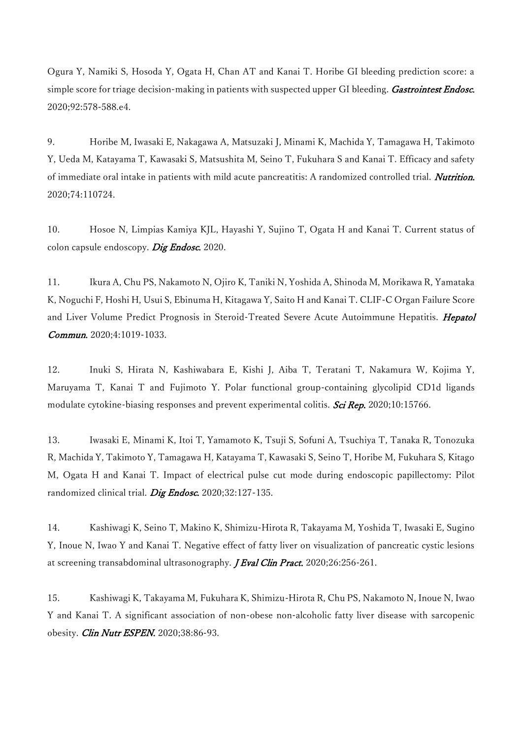Ogura Y, Namiki S, Hosoda Y, Ogata H, Chan AT and Kanai T. Horibe GI bleeding prediction score: a simple score for triage decision-making in patients with suspected upper GI bleeding. *Gastrointest Endosc.* 2020;92:578-588.e4.

9. Horibe M, Iwasaki E, Nakagawa A, Matsuzaki J, Minami K, Machida Y, Tamagawa H, Takimoto Y, Ueda M, Katayama T, Kawasaki S, Matsushita M, Seino T, Fukuhara S and Kanai T. Efficacy and safety of immediate oral intake in patients with mild acute pancreatitis: A randomized controlled trial. *Nutrition.* 2020;74:110724.

10. Hosoe N, Limpias Kamiya KJL, Hayashi Y, Sujino T, Ogata H and Kanai T. Current status of colon capsule endoscopy. *Dig Endosc.* 2020.

11. Ikura A, Chu PS, Nakamoto N, Ojiro K, Taniki N, Yoshida A, Shinoda M, Morikawa R, Yamataka K, Noguchi F, Hoshi H, Usui S, Ebinuma H, Kitagawa Y, Saito H and Kanai T. CLIF-C Organ Failure Score and Liver Volume Predict Prognosis in Steroid-Treated Severe Acute Autoimmune Hepatitis. *Hepatol Commun.* 2020;4:1019-1033.

12. Inuki S, Hirata N, Kashiwabara E, Kishi J, Aiba T, Teratani T, Nakamura W, Kojima Y, Maruyama T, Kanai T and Fujimoto Y. Polar functional group-containing glycolipid CD1d ligands modulate cytokine-biasing responses and prevent experimental colitis. *Sci Rep.* 2020;10:15766.

13. Iwasaki E, Minami K, Itoi T, Yamamoto K, Tsuji S, Sofuni A, Tsuchiya T, Tanaka R, Tonozuka R, Machida Y, Takimoto Y, Tamagawa H, Katayama T, Kawasaki S, Seino T, Horibe M, Fukuhara S, Kitago M, Ogata H and Kanai T. Impact of electrical pulse cut mode during endoscopic papillectomy: Pilot randomized clinical trial. *Dig Endosc.* 2020;32:127-135.

14. Kashiwagi K, Seino T, Makino K, Shimizu-Hirota R, Takayama M, Yoshida T, Iwasaki E, Sugino Y, Inoue N, Iwao Y and Kanai T. Negative effect of fatty liver on visualization of pancreatic cystic lesions at screening transabdominal ultrasonography. *J Eval Clin Pract.* 2020;26:256-261.

15. Kashiwagi K, Takayama M, Fukuhara K, Shimizu-Hirota R, Chu PS, Nakamoto N, Inoue N, Iwao Y and Kanai T. A significant association of non-obese non-alcoholic fatty liver disease with sarcopenic obesity. *Clin Nutr ESPEN.* 2020;38:86-93.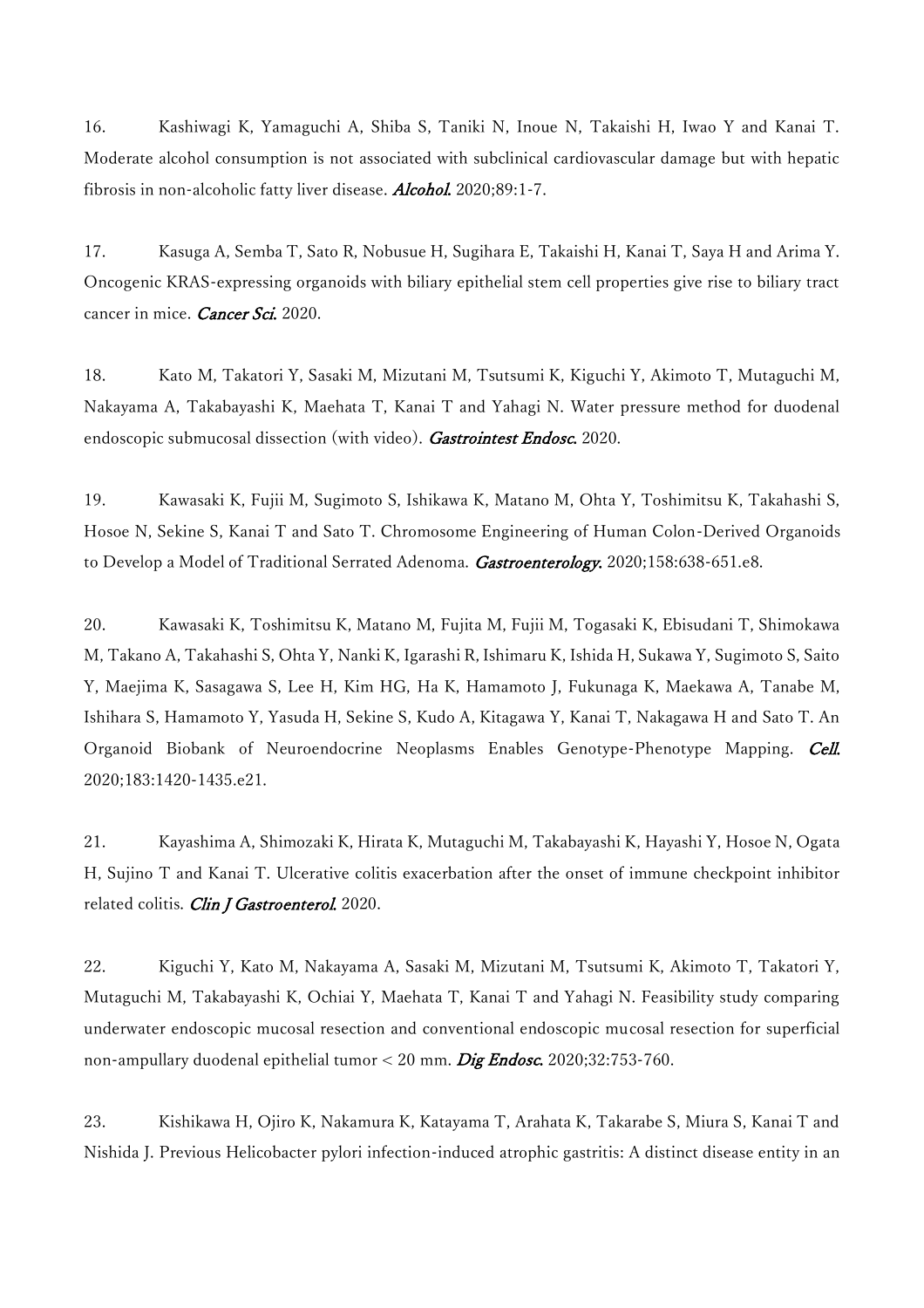16. Kashiwagi K, Yamaguchi A, Shiba S, Taniki N, Inoue N, Takaishi H, Iwao Y and Kanai T. Moderate alcohol consumption is not associated with subclinical cardiovascular damage but with hepatic fibrosis in non-alcoholic fatty liver disease. *Alcohol.* 2020;89:1-7.

17. Kasuga A, Semba T, Sato R, Nobusue H, Sugihara E, Takaishi H, Kanai T, Saya H and Arima Y. Oncogenic KRAS-expressing organoids with biliary epithelial stem cell properties give rise to biliary tract cancer in mice. *Cancer Sci.* 2020.

18. Kato M, Takatori Y, Sasaki M, Mizutani M, Tsutsumi K, Kiguchi Y, Akimoto T, Mutaguchi M, Nakayama A, Takabayashi K, Maehata T, Kanai T and Yahagi N. Water pressure method for duodenal endoscopic submucosal dissection (with video). *Gastrointest Endosc.* 2020.

19. Kawasaki K, Fujii M, Sugimoto S, Ishikawa K, Matano M, Ohta Y, Toshimitsu K, Takahashi S, Hosoe N, Sekine S, Kanai T and Sato T. Chromosome Engineering of Human Colon-Derived Organoids to Develop a Model of Traditional Serrated Adenoma. *Gastroenterology.* 2020;158:638-651.e8.

20. Kawasaki K, Toshimitsu K, Matano M, Fujita M, Fujii M, Togasaki K, Ebisudani T, Shimokawa M, Takano A, Takahashi S, Ohta Y, Nanki K, Igarashi R, Ishimaru K, Ishida H, Sukawa Y, Sugimoto S, Saito Y, Maejima K, Sasagawa S, Lee H, Kim HG, Ha K, Hamamoto J, Fukunaga K, Maekawa A, Tanabe M, Ishihara S, Hamamoto Y, Yasuda H, Sekine S, Kudo A, Kitagawa Y, Kanai T, Nakagawa H and Sato T. An Organoid Biobank of Neuroendocrine Neoplasms Enables Genotype-Phenotype Mapping. *Cell.* 2020;183:1420-1435.e21.

21. Kayashima A, Shimozaki K, Hirata K, Mutaguchi M, Takabayashi K, Hayashi Y, Hosoe N, Ogata H, Sujino T and Kanai T. Ulcerative colitis exacerbation after the onset of immune checkpoint inhibitor related colitis. *Clin J Gastroenterol.* 2020.

22. Kiguchi Y, Kato M, Nakayama A, Sasaki M, Mizutani M, Tsutsumi K, Akimoto T, Takatori Y, Mutaguchi M, Takabayashi K, Ochiai Y, Maehata T, Kanai T and Yahagi N. Feasibility study comparing underwater endoscopic mucosal resection and conventional endoscopic mucosal resection for superficial non-ampullary duodenal epithelial tumor < 20 mm. *Dig Endosc.* 2020;32:753-760.

23. Kishikawa H, Ojiro K, Nakamura K, Katayama T, Arahata K, Takarabe S, Miura S, Kanai T and Nishida J. Previous Helicobacter pylori infection-induced atrophic gastritis: A distinct disease entity in an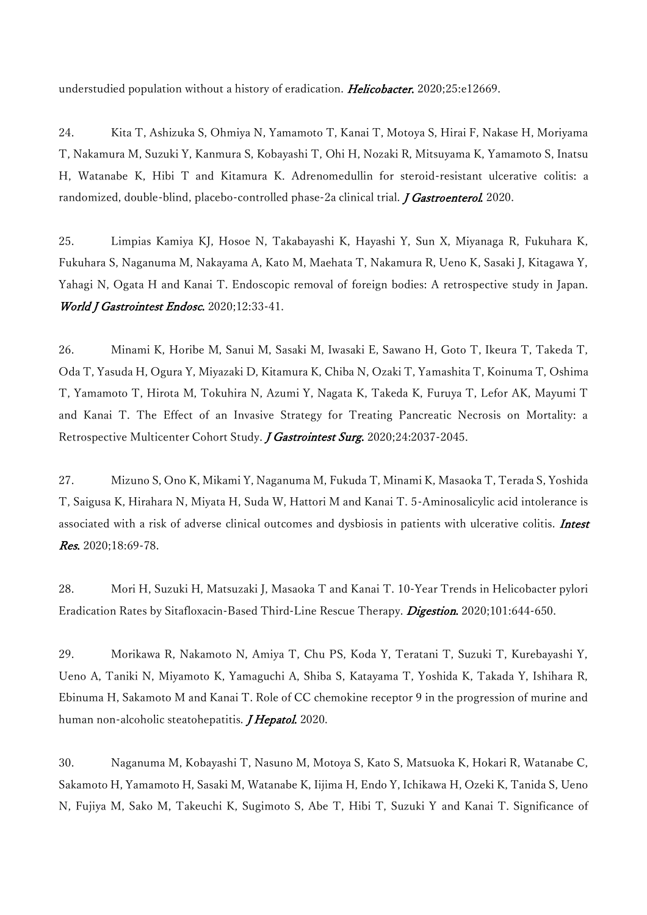understudied population without a history of eradication. *Helicobacter.* 2020;25:e12669.

24. Kita T, Ashizuka S, Ohmiya N, Yamamoto T, Kanai T, Motoya S, Hirai F, Nakase H, Moriyama T, Nakamura M, Suzuki Y, Kanmura S, Kobayashi T, Ohi H, Nozaki R, Mitsuyama K, Yamamoto S, Inatsu H, Watanabe K, Hibi T and Kitamura K. Adrenomedullin for steroid-resistant ulcerative colitis: a randomized, double-blind, placebo-controlled phase-2a clinical trial. *J Gastroenterol.* 2020.

25. Limpias Kamiya KJ, Hosoe N, Takabayashi K, Hayashi Y, Sun X, Miyanaga R, Fukuhara K, Fukuhara S, Naganuma M, Nakayama A, Kato M, Maehata T, Nakamura R, Ueno K, Sasaki J, Kitagawa Y, Yahagi N, Ogata H and Kanai T. Endoscopic removal of foreign bodies: A retrospective study in Japan. *World J Gastrointest Endosc.* 2020;12:33-41.

26. Minami K, Horibe M, Sanui M, Sasaki M, Iwasaki E, Sawano H, Goto T, Ikeura T, Takeda T, Oda T, Yasuda H, Ogura Y, Miyazaki D, Kitamura K, Chiba N, Ozaki T, Yamashita T, Koinuma T, Oshima T, Yamamoto T, Hirota M, Tokuhira N, Azumi Y, Nagata K, Takeda K, Furuya T, Lefor AK, Mayumi T and Kanai T. The Effect of an Invasive Strategy for Treating Pancreatic Necrosis on Mortality: a Retrospective Multicenter Cohort Study. *J Gastrointest Surg.* 2020;24:2037-2045.

27. Mizuno S, Ono K, Mikami Y, Naganuma M, Fukuda T, Minami K, Masaoka T, Terada S, Yoshida T, Saigusa K, Hirahara N, Miyata H, Suda W, Hattori M and Kanai T. 5-Aminosalicylic acid intolerance is associated with a risk of adverse clinical outcomes and dysbiosis in patients with ulcerative colitis. *Intest Res.* 2020;18:69-78.

28. Mori H, Suzuki H, Matsuzaki J, Masaoka T and Kanai T. 10-Year Trends in Helicobacter pylori Eradication Rates by Sitafloxacin-Based Third-Line Rescue Therapy. *Digestion.* 2020;101:644-650.

29. Morikawa R, Nakamoto N, Amiya T, Chu PS, Koda Y, Teratani T, Suzuki T, Kurebayashi Y, Ueno A, Taniki N, Miyamoto K, Yamaguchi A, Shiba S, Katayama T, Yoshida K, Takada Y, Ishihara R, Ebinuma H, Sakamoto M and Kanai T. Role of CC chemokine receptor 9 in the progression of murine and human non-alcoholic steatohepatitis. *J Hepatol.* 2020.

30. Naganuma M, Kobayashi T, Nasuno M, Motoya S, Kato S, Matsuoka K, Hokari R, Watanabe C, Sakamoto H, Yamamoto H, Sasaki M, Watanabe K, Iijima H, Endo Y, Ichikawa H, Ozeki K, Tanida S, Ueno N, Fujiya M, Sako M, Takeuchi K, Sugimoto S, Abe T, Hibi T, Suzuki Y and Kanai T. Significance of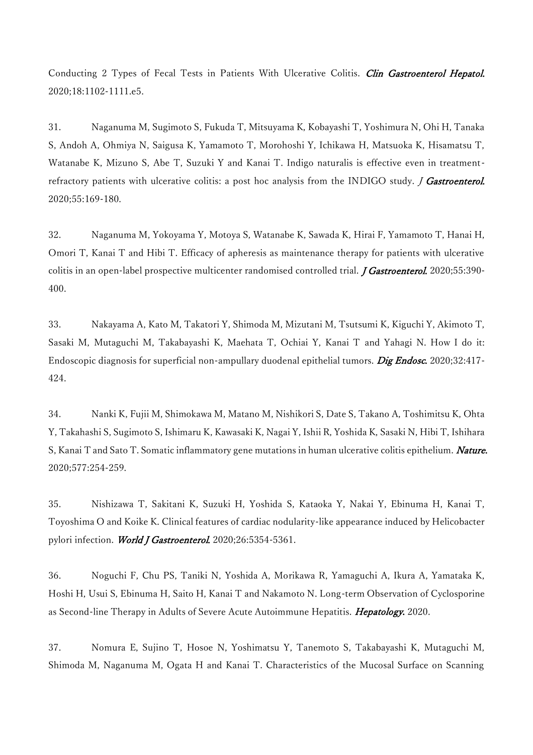Conducting 2 Types of Fecal Tests in Patients With Ulcerative Colitis. *Clin Gastroenterol Hepatol.* 2020;18:1102-1111.e5.

31. Naganuma M, Sugimoto S, Fukuda T, Mitsuyama K, Kobayashi T, Yoshimura N, Ohi H, Tanaka S, Andoh A, Ohmiya N, Saigusa K, Yamamoto T, Morohoshi Y, Ichikawa H, Matsuoka K, Hisamatsu T, Watanabe K, Mizuno S, Abe T, Suzuki Y and Kanai T. Indigo naturalis is effective even in treatment-refractory patients with ulcerative colitis: a post hoc analysis from the INDIGO study. *J Gastroenterol.* 2020;55:169-180.

32. Naganuma M, Yokoyama Y, Motoya S, Watanabe K, Sawada K, Hirai F, Yamamoto T, Hanai H, Omori T, Kanai T and Hibi T. Efficacy of apheresis as maintenance therapy for patients with ulcerative colitis in an open-label prospective multicenter randomised controlled trial. *J Gastroenterol.* 2020;55:390-400.

33. Nakayama A, Kato M, Takatori Y, Shimoda M, Mizutani M, Tsutsumi K, Kiguchi Y, Akimoto T, Sasaki M, Mutaguchi M, Takabayashi K, Maehata T, Ochiai Y, Kanai T and Yahagi N. How I do it: Endoscopic diagnosis for superficial non-ampullary duodenal epithelial tumors. *Dig Endosc.* 2020;32:417-424.

34. Nanki K, Fujii M, Shimokawa M, Matano M, Nishikori S, Date S, Takano A, Toshimitsu K, Ohta Y, Takahashi S, Sugimoto S, Ishimaru K, Kawasaki K, Nagai Y, Ishii R, Yoshida K, Sasaki N, Hibi T, Ishihara S, Kanai T and Sato T. Somatic inflammatory gene mutations in human ulcerative colitis epithelium. *Nature.* 2020;577:254-259.

35. Nishizawa T, Sakitani K, Suzuki H, Yoshida S, Kataoka Y, Nakai Y, Ebinuma H, Kanai T, Toyoshima O and Koike K. Clinical features of cardiac nodularity-like appearance induced by Helicobacter pylori infection. *World J Gastroenterol.* 2020;26:5354-5361.

36. Noguchi F, Chu PS, Taniki N, Yoshida A, Morikawa R, Yamaguchi A, Ikura A, Yamataka K, Hoshi H, Usui S, Ebinuma H, Saito H, Kanai T and Nakamoto N. Long-term Observation of Cyclosporine as Second-line Therapy in Adults of Severe Acute Autoimmune Hepatitis. *Hepatology.* 2020.

37. Nomura E, Sujino T, Hosoe N, Yoshimatsu Y, Tanemoto S, Takabayashi K, Mutaguchi M, Shimoda M, Naganuma M, Ogata H and Kanai T. Characteristics of the Mucosal Surface on Scanning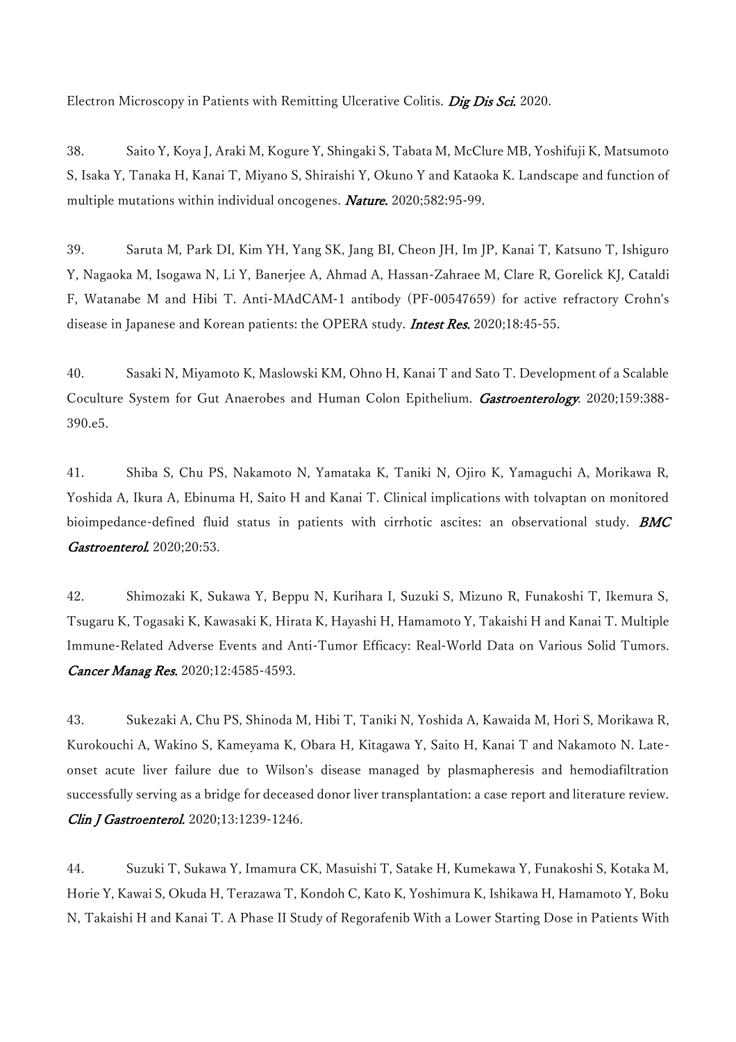Electron Microscopy in Patients with Remitting Ulcerative Colitis. *Dig Dis Sci.* 2020.

38. Saito Y, Koya J, Araki M, Kogure Y, Shingaki S, Tabata M, McClure MB, Yoshifuji K, Matsumoto S, Isaka Y, Tanaka H, Kanai T, Miyano S, Shiraishi Y, Okuno Y and Kataoka K. Landscape and function of multiple mutations within individual oncogenes. *Nature.* 2020;582:95-99.

39. Saruta M, Park DI, Kim YH, Yang SK, Jang BI, Cheon JH, Im JP, Kanai T, Katsuno T, Ishiguro Y, Nagaoka M, Isogawa N, Li Y, Banerjee A, Ahmad A, Hassan-Zahraee M, Clare R, Gorelick KJ, Cataldi F, Watanabe M and Hibi T. Anti-MAdCAM-1 antibody (PF-00547659) for active refractory Crohn's disease in Japanese and Korean patients: the OPERA study. *Intest Res.* 2020;18:45-55.

40. Sasaki N, Miyamoto K, Maslowski KM, Ohno H, Kanai T and Sato T. Development of a Scalable Coculture System for Gut Anaerobes and Human Colon Epithelium. *Gastroenterology.* 2020;159:388-390.e5.

41. Shiba S, Chu PS, Nakamoto N, Yamataka K, Taniki N, Ojiro K, Yamaguchi A, Morikawa R, Yoshida A, Ikura A, Ebinuma H, Saito H and Kanai T. Clinical implications with tolvaptan on monitored bioimpedance-defined fluid status in patients with cirrhotic ascites: an observational study. *BMC Gastroenterol.* 2020;20:53.

42. Shimozaki K, Sukawa Y, Beppu N, Kurihara I, Suzuki S, Mizuno R, Funakoshi T, Ikemura S, Tsugaru K, Togasaki K, Kawasaki K, Hirata K, Hayashi H, Hamamoto Y, Takaishi H and Kanai T. Multiple Immune-Related Adverse Events and Anti-Tumor Efficacy: Real-World Data on Various Solid Tumors. *Cancer Manag Res.* 2020;12:4585-4593.

43. Sukezaki A, Chu PS, Shinoda M, Hibi T, Taniki N, Yoshida A, Kawaida M, Hori S, Morikawa R, Kurokouchi A, Wakino S, Kameyama K, Obara H, Kitagawa Y, Saito H, Kanai T and Nakamoto N. Late-onset acute liver failure due to Wilson's disease managed by plasmapheresis and hemodiafiltration successfully serving as a bridge for deceased donor liver transplantation: a case report and literature review. *Clin J Gastroenterol.* 2020;13:1239-1246.

44. Suzuki T, Sukawa Y, Imamura CK, Masuishi T, Satake H, Kumekawa Y, Funakoshi S, Kotaka M, Horie Y, Kawai S, Okuda H, Terazawa T, Kondoh C, Kato K, Yoshimura K, Ishikawa H, Hamamoto Y, Boku N, Takaishi H and Kanai T. A Phase II Study of Regorafenib With a Lower Starting Dose in Patients With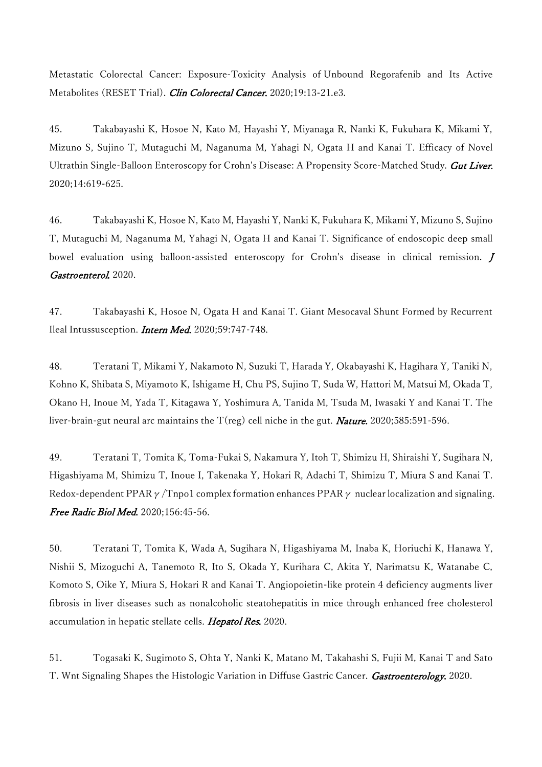Metastatic Colorectal Cancer: Exposure-Toxicity Analysis of Unbound Regorafenib and Its Active Metabolites (RESET Trial). *Clin Colorectal Cancer.* 2020;19:13-21.e3.

45. Takabayashi K, Hosoe N, Kato M, Hayashi Y, Miyanaga R, Nanki K, Fukuhara K, Mikami Y, Mizuno S, Sujino T, Mutaguchi M, Naganuma M, Yahagi N, Ogata H and Kanai T. Efficacy of Novel Ultrathin Single-Balloon Enteroscopy for Crohn's Disease: A Propensity Score-Matched Study. *Gut Liver.* 2020;14:619-625.

46. Takabayashi K, Hosoe N, Kato M, Hayashi Y, Nanki K, Fukuhara K, Mikami Y, Mizuno S, Sujino T, Mutaguchi M, Naganuma M, Yahagi N, Ogata H and Kanai T. Significance of endoscopic deep small bowel evaluation using balloon-assisted enteroscopy for Crohn's disease in clinical remission. *J Gastroenterol.* 2020.

47. Takabayashi K, Hosoe N, Ogata H and Kanai T. Giant Mesocaval Shunt Formed by Recurrent Ileal Intussusception. *Intern Med.* 2020;59:747-748.

48. Teratani T, Mikami Y, Nakamoto N, Suzuki T, Harada Y, Okabayashi K, Hagihara Y, Taniki N, Kohno K, Shibata S, Miyamoto K, Ishigame H, Chu PS, Sujino T, Suda W, Hattori M, Matsui M, Okada T, Okano H, Inoue M, Yada T, Kitagawa Y, Yoshimura A, Tanida M, Tsuda M, Iwasaki Y and Kanai T. The liver-brain-gut neural arc maintains the T(reg) cell niche in the gut. *Nature.* 2020;585:591-596.

49. Teratani T, Tomita K, Toma-Fukai S, Nakamura Y, Itoh T, Shimizu H, Shiraishi Y, Sugihara N, Higashiyama M, Shimizu T, Inoue I, Takenaka Y, Hokari R, Adachi T, Shimizu T, Miura S and Kanai T. Redox-dependent PPARγ/Tnpo1 complex formation enhances PPARγ nuclear localization and signaling. *Free Radic Biol Med.* 2020;156:45-56.

50. Teratani T, Tomita K, Wada A, Sugihara N, Higashiyama M, Inaba K, Horiuchi K, Hanawa Y, Nishii S, Mizoguchi A, Tanemoto R, Ito S, Okada Y, Kurihara C, Akita Y, Narimatsu K, Watanabe C, Komoto S, Oike Y, Miura S, Hokari R and Kanai T. Angiopoietin-like protein 4 deficiency augments liver fibrosis in liver diseases such as nonalcoholic steatohepatitis in mice through enhanced free cholesterol accumulation in hepatic stellate cells. *Hepatol Res.* 2020.

51. Togasaki K, Sugimoto S, Ohta Y, Nanki K, Matano M, Takahashi S, Fujii M, Kanai T and Sato T. Wnt Signaling Shapes the Histologic Variation in Diffuse Gastric Cancer. *Gastroenterology.* 2020.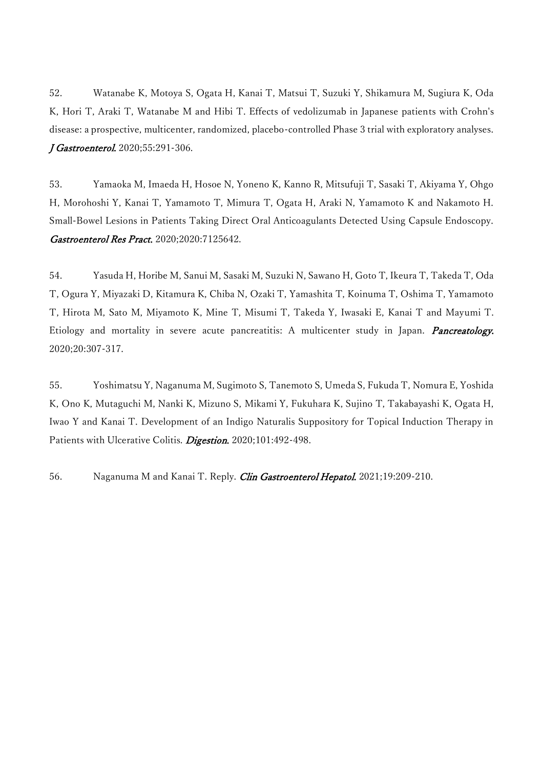52. Watanabe K, Motoya S, Ogata H, Kanai T, Matsui T, Suzuki Y, Shikamura M, Sugiura K, Oda K, Hori T, Araki T, Watanabe M and Hibi T. Effects of vedolizumab in Japanese patients with Crohn's disease: a prospective, multicenter, randomized, placebo-controlled Phase 3 trial with exploratory analyses. *J Gastroenterol.* 2020;55:291-306.

53. Yamaoka M, Imaeda H, Hosoe N, Yoneno K, Kanno R, Mitsufuji T, Sasaki T, Akiyama Y, Ohgo H, Morohoshi Y, Kanai T, Yamamoto T, Mimura T, Ogata H, Araki N, Yamamoto K and Nakamoto H. Small-Bowel Lesions in Patients Taking Direct Oral Anticoagulants Detected Using Capsule Endoscopy. *Gastroenterol Res Pract.* 2020;2020:7125642.

54. Yasuda H, Horibe M, Sanui M, Sasaki M, Suzuki N, Sawano H, Goto T, Ikeura T, Takeda T, Oda T, Ogura Y, Miyazaki D, Kitamura K, Chiba N, Ozaki T, Yamashita T, Koinuma T, Oshima T, Yamamoto T, Hirota M, Sato M, Miyamoto K, Mine T, Misumi T, Takeda Y, Iwasaki E, Kanai T and Mayumi T. Etiology and mortality in severe acute pancreatitis: A multicenter study in Japan. *Pancreatology.* 2020;20:307-317.

55. Yoshimatsu Y, Naganuma M, Sugimoto S, Tanemoto S, Umeda S, Fukuda T, Nomura E, Yoshida K, Ono K, Mutaguchi M, Nanki K, Mizuno S, Mikami Y, Fukuhara K, Sujino T, Takabayashi K, Ogata H, Iwao Y and Kanai T. Development of an Indigo Naturalis Suppository for Topical Induction Therapy in Patients with Ulcerative Colitis. *Digestion.* 2020;101:492-498.

56. Naganuma M and Kanai T. Reply. *Clin Gastroenterol Hepatol.* 2021;19:209-210.